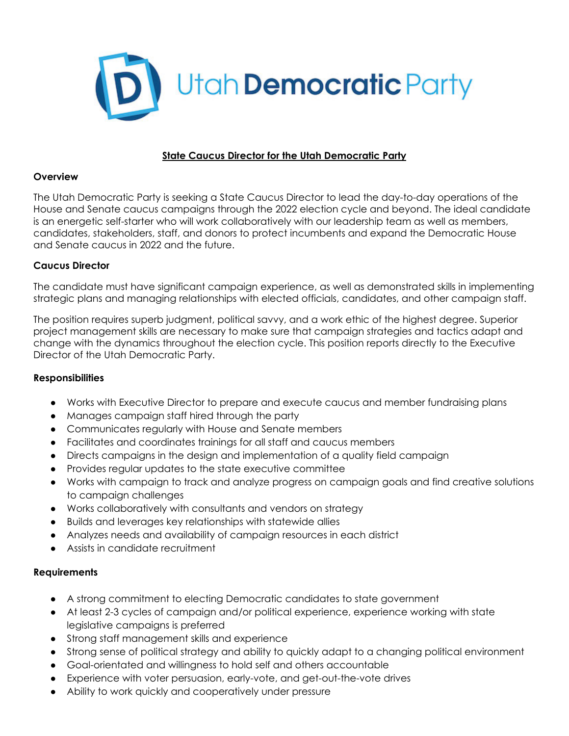Utah Democratic Party

# State Caucus Director for the Utah Democratic Party

## Overview

The Utah Democratic Party is seeking a State Caucus Director to lead the day-to-day operations of the House and Senate caucus campaigns through the 2022 election cycle and beyond. The ideal candidate is an energetic self-starter who will work collaboratively with our leadership team as well as members, candidates, stakeholders, staff, and donors to protect incumbents and expand the Democratic House and Senate caucus in 2022 and the future.

## Caucus Director

The candidate must have significant campaign experience, as well as demonstrated skills in implementing strategic plans and managing relationships with elected officials, candidates, and other campaign staff.

The position requires superb judgment, political savvy, and a work ethic of the highest degree. Superior project management skills are necessary to make sure that campaign strategies and tactics adapt and change with the dynamics throughout the election cycle. This position reports directly to the Executive Director of the Utah Democratic Party.

## Responsibilities

- Works with Executive Director to prepare and execute caucus and member fundraising plans
- Manages campaign staff hired through the party
- Communicates regularly with House and Senate members
- Facilitates and coordinates trainings for all staff and caucus members
- Directs campaigns in the design and implementation of a quality field campaign
- Provides regular updates to the state executive committee
- Works with campaign to track and analyze progress on campaign goals and find creative solutions to campaign challenges
- Works collaboratively with consultants and vendors on strategy
- Builds and leverages key relationships with statewide allies
- Analyzes needs and availability of campaign resources in each district
- Assists in candidate recruitment

## Requirements

- A strong commitment to electing Democratic candidates to state government
- At least 2-3 cycles of campaign and/or political experience, experience working with state legislative campaigns is preferred
- Strong staff management skills and experience
- Strong sense of political strategy and ability to quickly adapt to a changing political environment
- Goal-orientated and willingness to hold self and others accountable
- Experience with voter persuasion, early-vote, and get-out-the-vote drives
- Ability to work quickly and cooperatively under pressure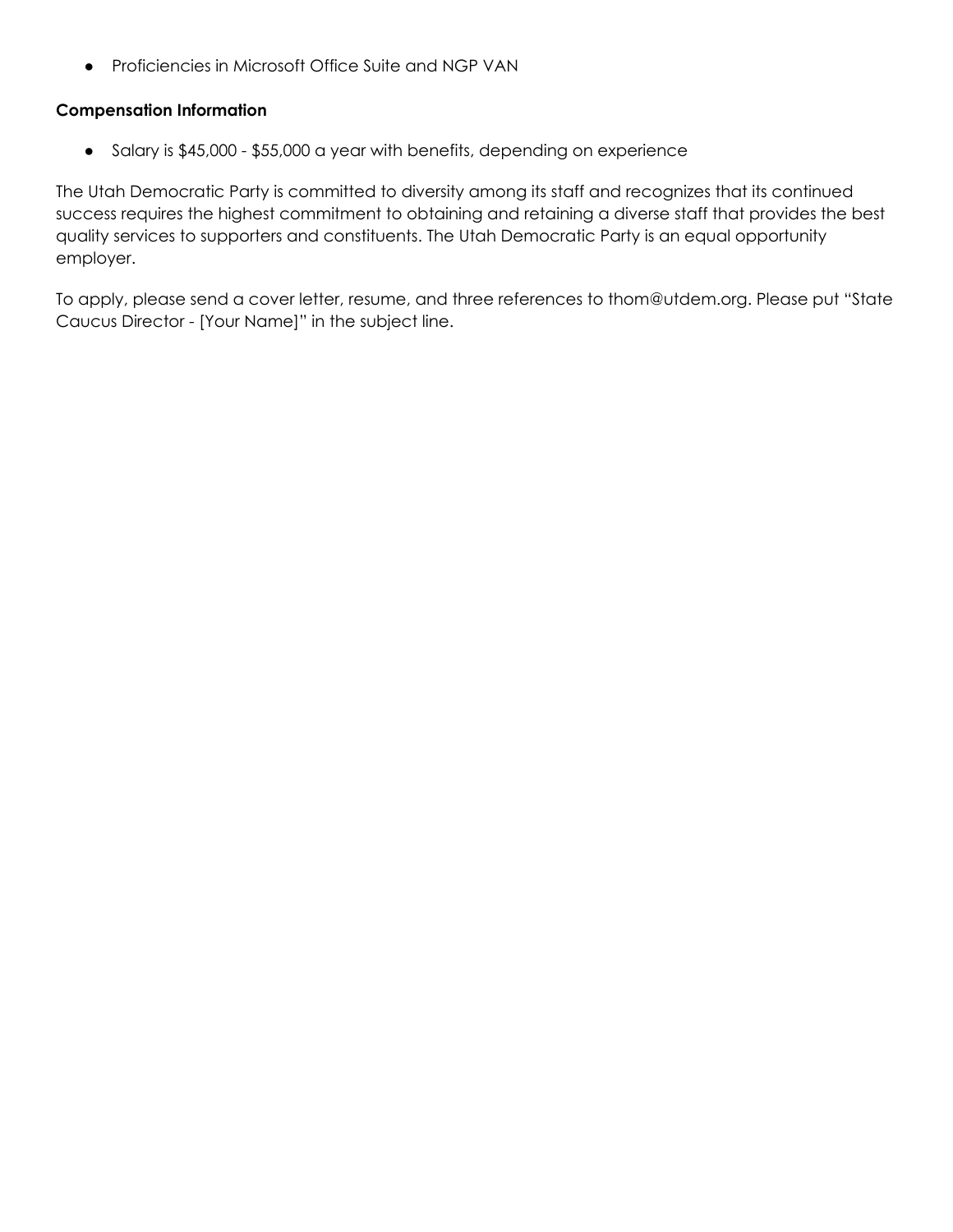- Proficiencies in Microsoft Office Suite and NGP VAN

**Compensation Information**

- Salary is $45,000 - $55,000 a year with benefits, depending on experience

The Utah Democratic Party is committed to diversity among its staff and recognizes that its continued success requires the highest commitment to obtaining and retaining a diverse staff that provides the best quality services to supporters and constituents. The Utah Democratic Party is an equal opportunity employer.

To apply, please send a cover letter, resume, and three references to thom@utdem.org. Please put "State Caucus Director - [Your Name]" in the subject line.